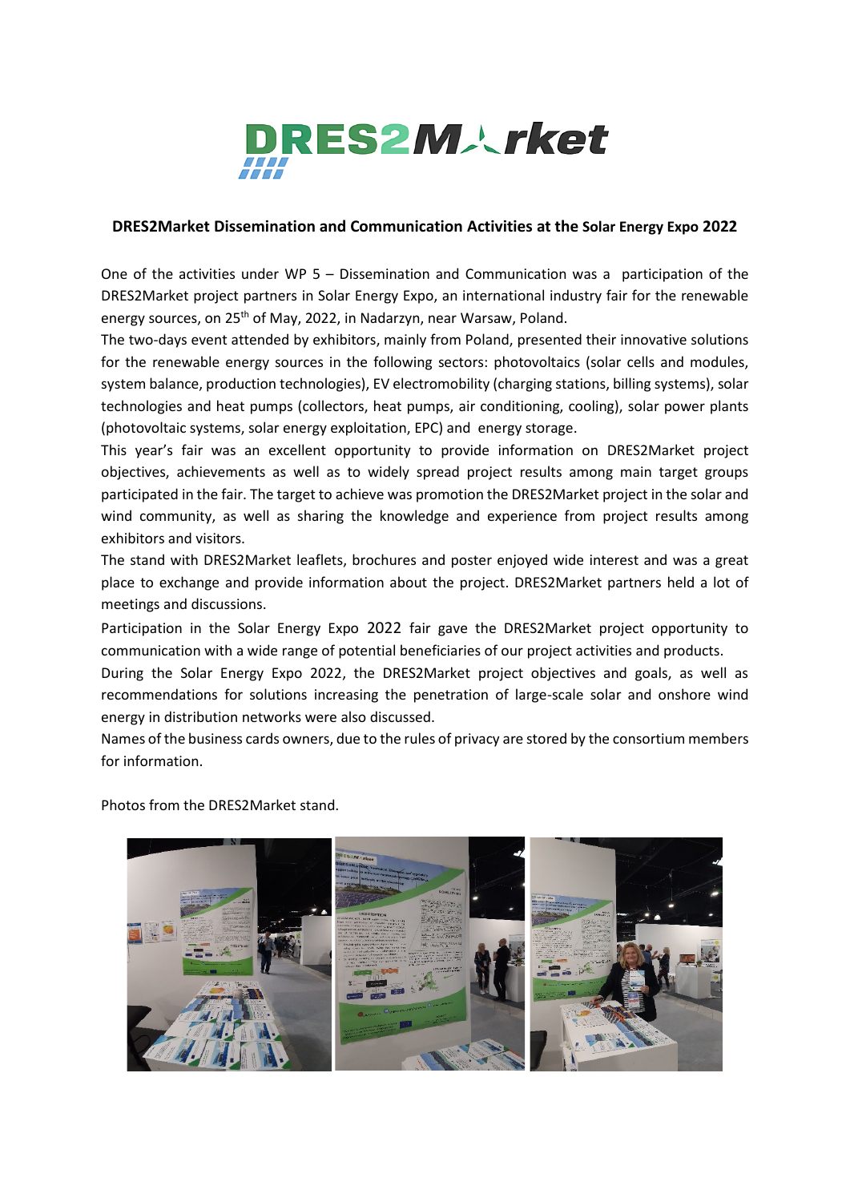# DRES2Market

## DRES2Market Dissemination and Communication Activities at the Solar Energy Expo 2022

One of the activities under WP 5 – Dissemination and Communication was a participation of the DRES2Market project partners in Solar Energy Expo, an international industry fair for the renewable energy sources, on 25th of May, 2022, in Nadarzyn, near Warsaw, Poland.

The two-days event attended by exhibitors, mainly from Poland, presented their innovative solutions for the renewable energy sources in the following sectors: photovoltaics (solar cells and modules, system balance, production technologies), EV electromobility (charging stations, billing systems), solar technologies and heat pumps (collectors, heat pumps, air conditioning, cooling), solar power plants (photovoltaic systems, solar energy exploitation, EPC) and energy storage.

This year's fair was an excellent opportunity to provide information on DRES2Market project objectives, achievements as well as to widely spread project results among main target groups participated in the fair. The target to achieve was promotion the DRES2Market project in the solar and wind community, as well as sharing the knowledge and experience from project results among exhibitors and visitors.

The stand with DRES2Market leaflets, brochures and poster enjoyed wide interest and was a great place to exchange and provide information about the project. DRES2Market partners held a lot of meetings and discussions.

Participation in the Solar Energy Expo 2022 fair gave the DRES2Market project opportunity to communication with a wide range of potential beneficiaries of our project activities and products.

During the Solar Energy Expo 2022, the DRES2Market project objectives and goals, as well as recommendations for solutions increasing the penetration of large-scale solar and onshore wind energy in distribution networks were also discussed.

Names of the business cards owners, due to the rules of privacy are stored by the consortium members for information.

Photos from the DRES2Market stand.